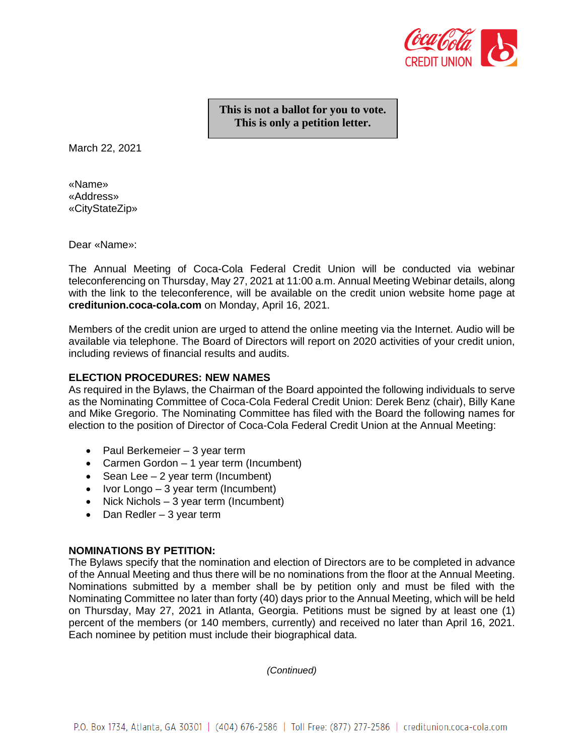**This is not a ballot for you to vote.**
**This is only a petition letter.**

March 22, 2021

«Name»
«Address»
«CityStateZip»

Dear «Name»:

The Annual Meeting of Coca-Cola Federal Credit Union will be conducted via webinar teleconferencing on Thursday, May 27, 2021 at 11:00 a.m. Annual Meeting Webinar details, along with the link to the teleconference, will be available on the credit union website home page at **creditunion.coca-cola.com** on Monday, April 16, 2021.

Members of the credit union are urged to attend the online meeting via the Internet. Audio will be available via telephone. The Board of Directors will report on 2020 activities of your credit union, including reviews of financial results and audits.

**ELECTION PROCEDURES: NEW NAMES**

As required in the Bylaws, the Chairman of the Board appointed the following individuals to serve as the Nominating Committee of Coca-Cola Federal Credit Union: Derek Benz (chair), Billy Kane and Mike Gregorio. The Nominating Committee has filed with the Board the following names for election to the position of Director of Coca-Cola Federal Credit Union at the Annual Meeting:

- Paul Berkemeier – 3 year term
- Carmen Gordon – 1 year term (Incumbent)
- Sean Lee – 2 year term (Incumbent)
- Ivor Longo – 3 year term (Incumbent)
- Nick Nichols – 3 year term (Incumbent)
- Dan Redler – 3 year term

**NOMINATIONS BY PETITION:**

The Bylaws specify that the nomination and election of Directors are to be completed in advance of the Annual Meeting and thus there will be no nominations from the floor at the Annual Meeting. Nominations submitted by a member shall be by petition only and must be filed with the Nominating Committee no later than forty (40) days prior to the Annual Meeting, which will be held on Thursday, May 27, 2021 in Atlanta, Georgia. Petitions must be signed by at least one (1) percent of the members (or 140 members, currently) and received no later than April 16, 2021. Each nominee by petition must include their biographical data.

*(Continued)*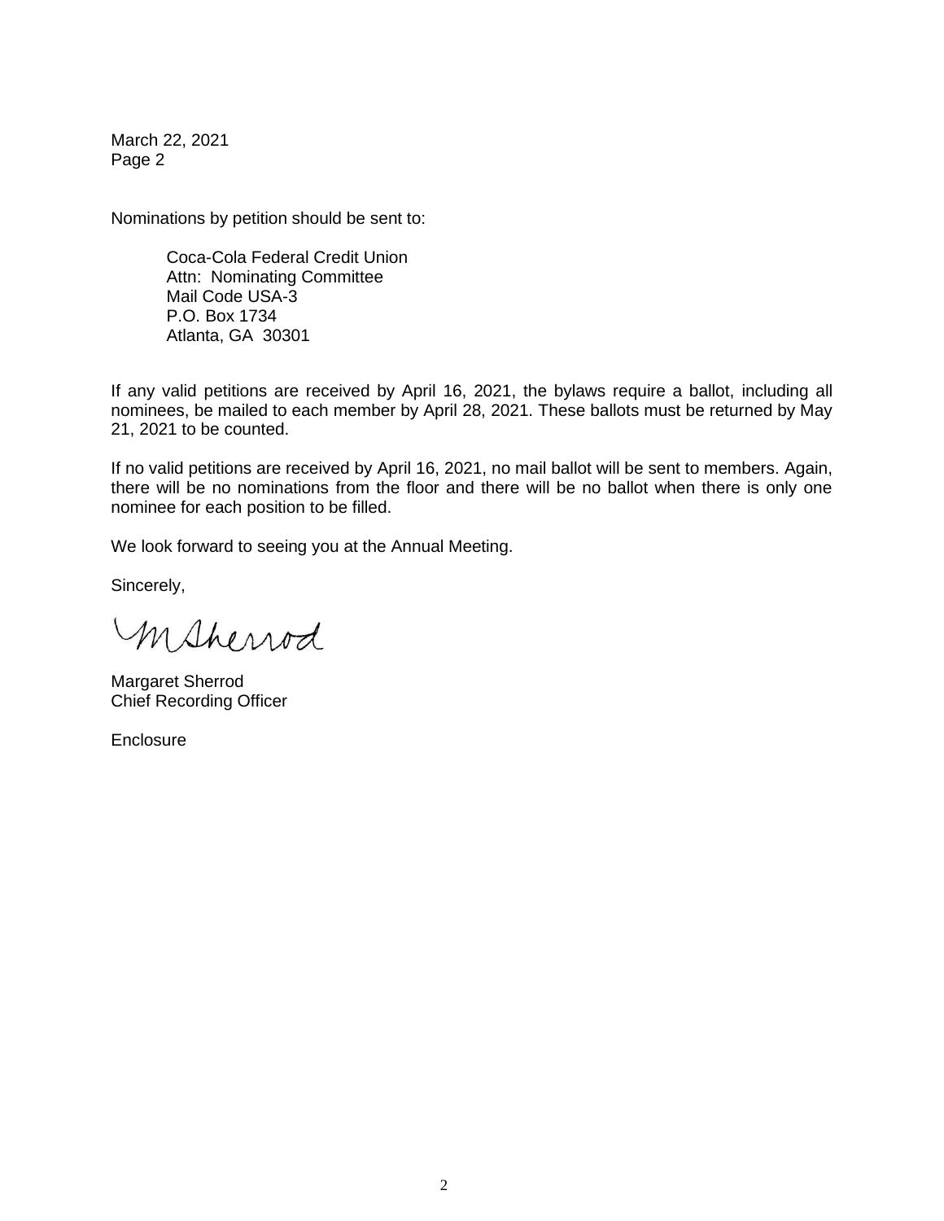March 22, 2021
Page 2

Nominations by petition should be sent to:

> Coca-Cola Federal Credit Union
> Attn: Nominating Committee
> Mail Code USA-3
> P.O. Box 1734
> Atlanta, GA 30301

If any valid petitions are received by April 16, 2021, the bylaws require a ballot, including all nominees, be mailed to each member by April 28, 2021. These ballots must be returned by May 21, 2021 to be counted.

If no valid petitions are received by April 16, 2021, no mail ballot will be sent to members. Again, there will be no nominations from the floor and there will be no ballot when there is only one nominee for each position to be filled.

We look forward to seeing you at the Annual Meeting.

Sincerely,

M Sherrod

Margaret Sherrod
Chief Recording Officer

Enclosure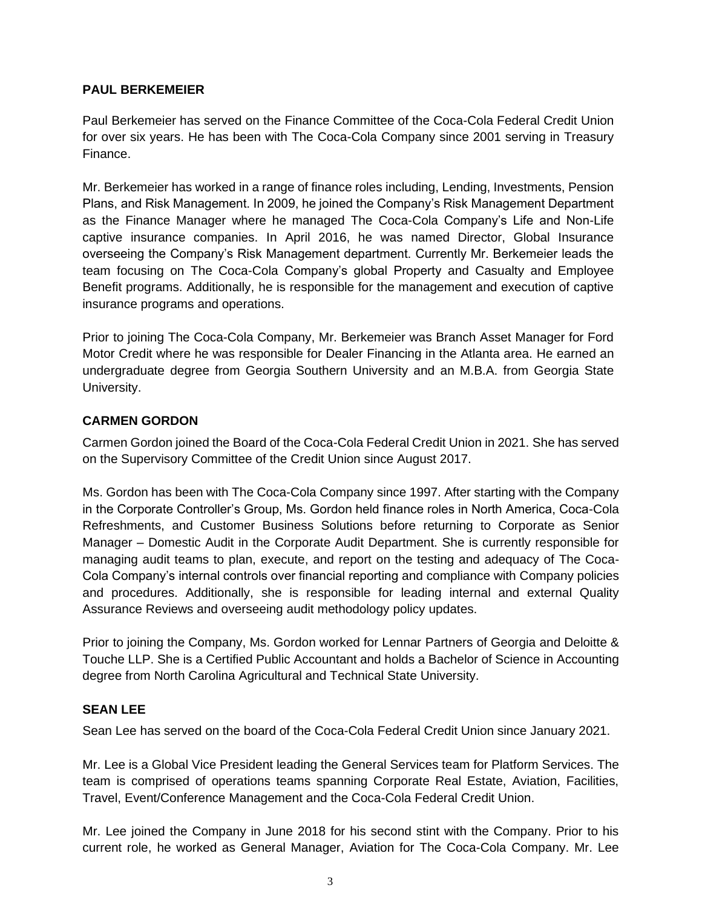## PAUL BERKEMEIER

Paul Berkemeier has served on the Finance Committee of the Coca-Cola Federal Credit Union for over six years. He has been with The Coca-Cola Company since 2001 serving in Treasury Finance.

Mr. Berkemeier has worked in a range of finance roles including, Lending, Investments, Pension Plans, and Risk Management. In 2009, he joined the Company's Risk Management Department as the Finance Manager where he managed The Coca-Cola Company's Life and Non-Life captive insurance companies. In April 2016, he was named Director, Global Insurance overseeing the Company's Risk Management department. Currently Mr. Berkemeier leads the team focusing on The Coca-Cola Company's global Property and Casualty and Employee Benefit programs. Additionally, he is responsible for the management and execution of captive insurance programs and operations.

Prior to joining The Coca-Cola Company, Mr. Berkemeier was Branch Asset Manager for Ford Motor Credit where he was responsible for Dealer Financing in the Atlanta area. He earned an undergraduate degree from Georgia Southern University and an M.B.A. from Georgia State University.

## CARMEN GORDON

Carmen Gordon joined the Board of the Coca-Cola Federal Credit Union in 2021. She has served on the Supervisory Committee of the Credit Union since August 2017.

Ms. Gordon has been with The Coca-Cola Company since 1997. After starting with the Company in the Corporate Controller's Group, Ms. Gordon held finance roles in North America, Coca-Cola Refreshments, and Customer Business Solutions before returning to Corporate as Senior Manager – Domestic Audit in the Corporate Audit Department. She is currently responsible for managing audit teams to plan, execute, and report on the testing and adequacy of The Coca-Cola Company's internal controls over financial reporting and compliance with Company policies and procedures. Additionally, she is responsible for leading internal and external Quality Assurance Reviews and overseeing audit methodology policy updates.

Prior to joining the Company, Ms. Gordon worked for Lennar Partners of Georgia and Deloitte & Touche LLP. She is a Certified Public Accountant and holds a Bachelor of Science in Accounting degree from North Carolina Agricultural and Technical State University.

## SEAN LEE

Sean Lee has served on the board of the Coca-Cola Federal Credit Union since January 2021.

Mr. Lee is a Global Vice President leading the General Services team for Platform Services. The team is comprised of operations teams spanning Corporate Real Estate, Aviation, Facilities, Travel, Event/Conference Management and the Coca-Cola Federal Credit Union.

Mr. Lee joined the Company in June 2018 for his second stint with the Company. Prior to his current role, he worked as General Manager, Aviation for The Coca-Cola Company. Mr. Lee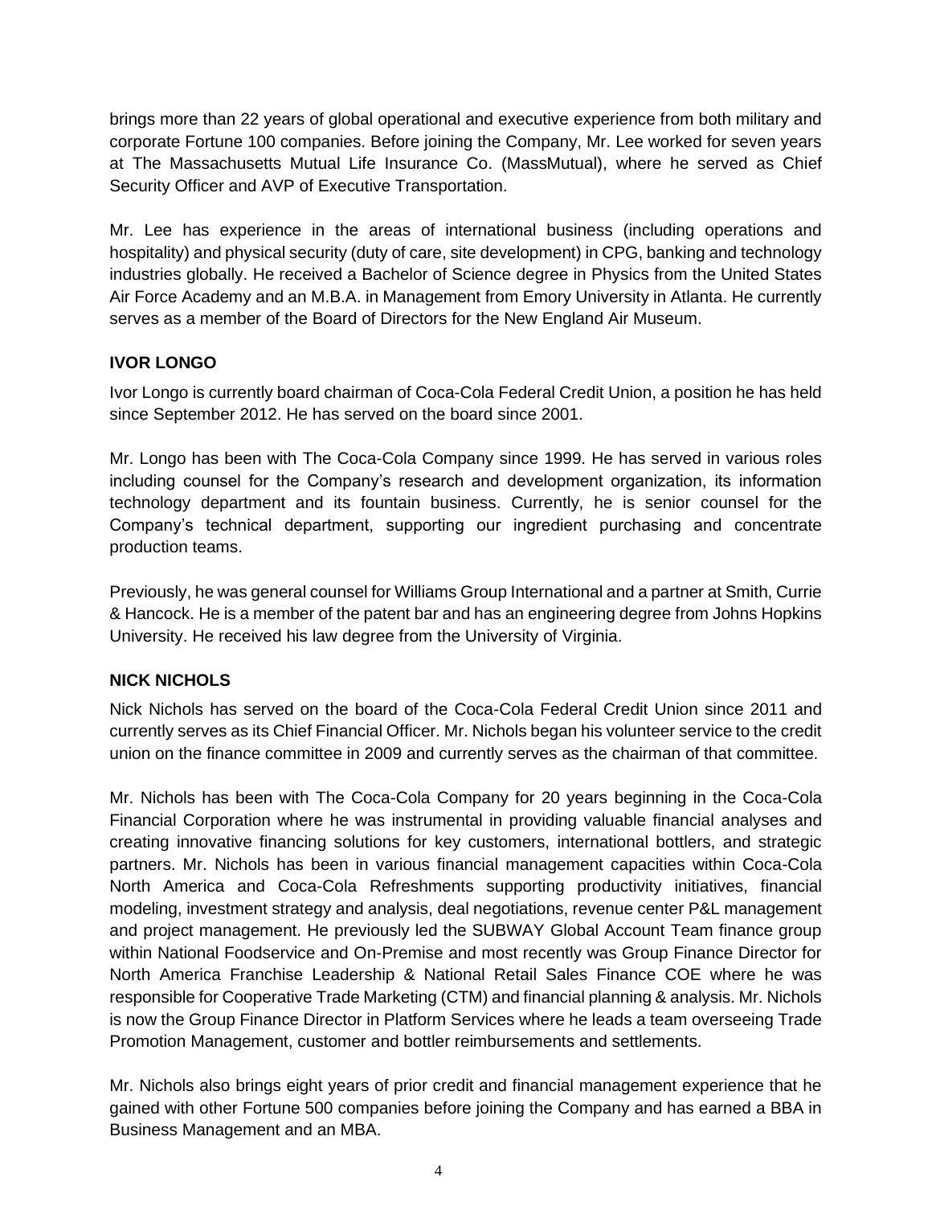brings more than 22 years of global operational and executive experience from both military and corporate Fortune 100 companies. Before joining the Company, Mr. Lee worked for seven years at The Massachusetts Mutual Life Insurance Co. (MassMutual), where he served as Chief Security Officer and AVP of Executive Transportation.

Mr. Lee has experience in the areas of international business (including operations and hospitality) and physical security (duty of care, site development) in CPG, banking and technology industries globally. He received a Bachelor of Science degree in Physics from the United States Air Force Academy and an M.B.A. in Management from Emory University in Atlanta. He currently serves as a member of the Board of Directors for the New England Air Museum.

**IVOR LONGO**

Ivor Longo is currently board chairman of Coca-Cola Federal Credit Union, a position he has held since September 2012. He has served on the board since 2001.

Mr. Longo has been with The Coca-Cola Company since 1999. He has served in various roles including counsel for the Company's research and development organization, its information technology department and its fountain business. Currently, he is senior counsel for the Company's technical department, supporting our ingredient purchasing and concentrate production teams.

Previously, he was general counsel for Williams Group International and a partner at Smith, Currie & Hancock. He is a member of the patent bar and has an engineering degree from Johns Hopkins University. He received his law degree from the University of Virginia.

**NICK NICHOLS**

Nick Nichols has served on the board of the Coca-Cola Federal Credit Union since 2011 and currently serves as its Chief Financial Officer. Mr. Nichols began his volunteer service to the credit union on the finance committee in 2009 and currently serves as the chairman of that committee.

Mr. Nichols has been with The Coca-Cola Company for 20 years beginning in the Coca-Cola Financial Corporation where he was instrumental in providing valuable financial analyses and creating innovative financing solutions for key customers, international bottlers, and strategic partners. Mr. Nichols has been in various financial management capacities within Coca-Cola North America and Coca-Cola Refreshments supporting productivity initiatives, financial modeling, investment strategy and analysis, deal negotiations, revenue center P&L management and project management. He previously led the SUBWAY Global Account Team finance group within National Foodservice and On-Premise and most recently was Group Finance Director for North America Franchise Leadership & National Retail Sales Finance COE where he was responsible for Cooperative Trade Marketing (CTM) and financial planning & analysis. Mr. Nichols is now the Group Finance Director in Platform Services where he leads a team overseeing Trade Promotion Management, customer and bottler reimbursements and settlements.

Mr. Nichols also brings eight years of prior credit and financial management experience that he gained with other Fortune 500 companies before joining the Company and has earned a BBA in Business Management and an MBA.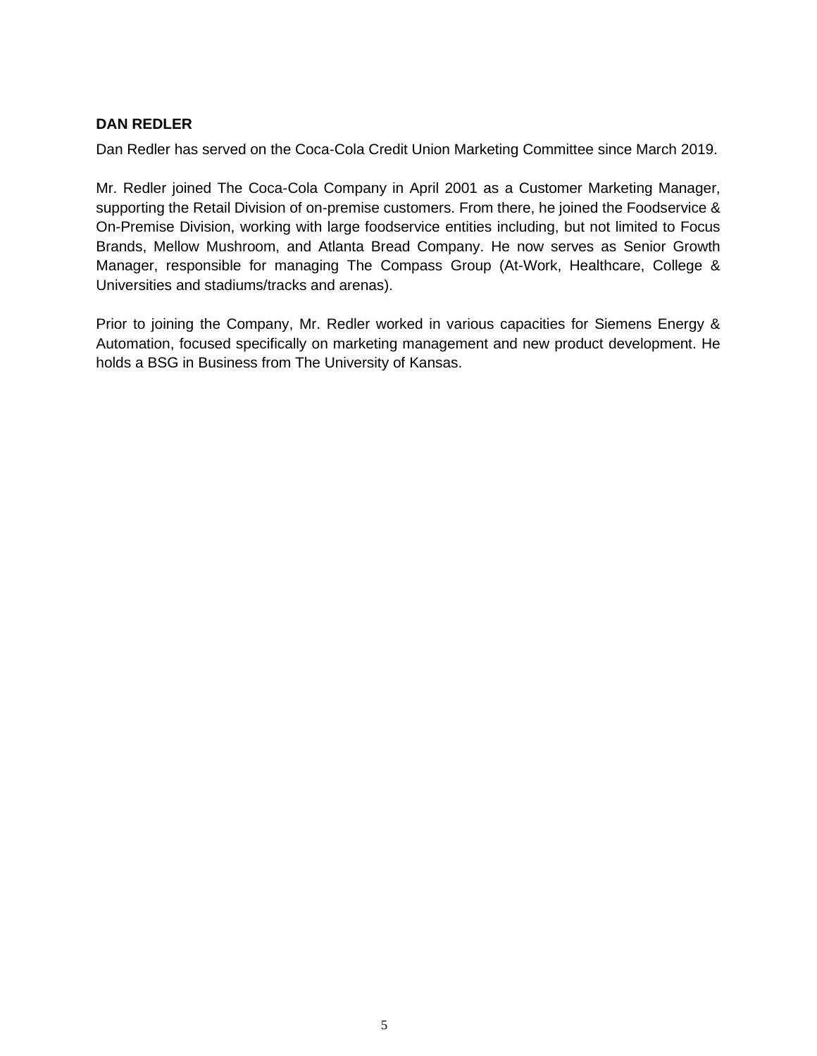**DAN REDLER**

Dan Redler has served on the Coca-Cola Credit Union Marketing Committee since March 2019.

Mr. Redler joined The Coca-Cola Company in April 2001 as a Customer Marketing Manager, supporting the Retail Division of on-premise customers. From there, he joined the Foodservice & On-Premise Division, working with large foodservice entities including, but not limited to Focus Brands, Mellow Mushroom, and Atlanta Bread Company. He now serves as Senior Growth Manager, responsible for managing The Compass Group (At-Work, Healthcare, College & Universities and stadiums/tracks and arenas).

Prior to joining the Company, Mr. Redler worked in various capacities for Siemens Energy & Automation, focused specifically on marketing management and new product development. He holds a BSG in Business from The University of Kansas.